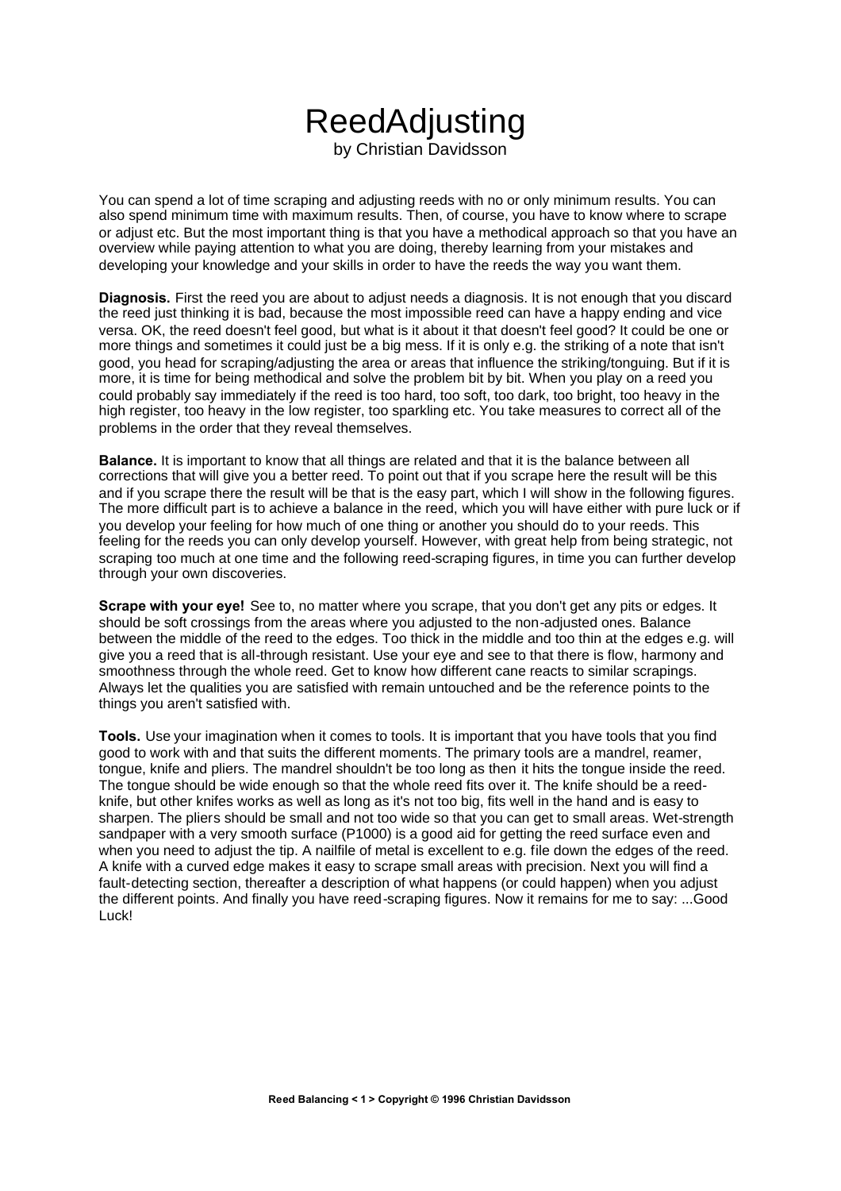# ReedAdjusting

by Christian Davidsson

You can spend a lot of time scraping and adjusting reeds with no or only minimum results. You can also spend minimum time with maximum results. Then, of course, you have to know where to scrape or adjust etc. But the most important thing is that you have a methodical approach so that you have an overview while paying attention to what you are doing, thereby learning from your mistakes and developing your knowledge and your skills in order to have the reeds the way you want them.

**Diagnosis.** First the reed you are about to adjust needs a diagnosis. It is not enough that you discard the reed just thinking it is bad, because the most impossible reed can have a happy ending and vice versa. OK, the reed doesn't feel good, but what is it about it that doesn't feel good? It could be one or more things and sometimes it could just be a big mess. If it is only e.g. the striking of a note that isn't good, you head for scraping/adjusting the area or areas that influence the striking/tonguing. But if it is more, it is time for being methodical and solve the problem bit by bit. When you play on a reed you could probably say immediately if the reed is too hard, too soft, too dark, too bright, too heavy in the high register, too heavy in the low register, too sparkling etc. You take measures to correct all of the problems in the order that they reveal themselves.

**Balance.** It is important to know that all things are related and that it is the balance between all corrections that will give you a better reed. To point out that if you scrape here the result will be this and if you scrape there the result will be that is the easy part, which I will show in the following figures. The more difficult part is to achieve a balance in the reed, which you will have either with pure luck or if you develop your feeling for how much of one thing or another you should do to your reeds. This feeling for the reeds you can only develop yourself. However, with great help from being strategic, not scraping too much at one time and the following reed-scraping figures, in time you can further develop through your own discoveries.

**Scrape with your eye!** See to, no matter where you scrape, that you don't get any pits or edges. It should be soft crossings from the areas where you adjusted to the non-adjusted ones. Balance between the middle of the reed to the edges. Too thick in the middle and too thin at the edges e.g. will give you a reed that is all-through resistant. Use your eye and see to that there is flow, harmony and smoothness through the whole reed. Get to know how different cane reacts to similar scrapings. Always let the qualities you are satisfied with remain untouched and be the reference points to the things you aren't satisfied with.

**Tools.** Use your imagination when it comes to tools. It is important that you have tools that you find good to work with and that suits the different moments. The primary tools are a mandrel, reamer, tongue, knife and pliers. The mandrel shouldn't be too long as then it hits the tongue inside the reed. The tongue should be wide enough so that the whole reed fits over it. The knife should be a reed-knife, but other knifes works as well as long as it's not too big, fits well in the hand and is easy to sharpen. The pliers should be small and not too wide so that you can get to small areas. Wet-strength sandpaper with a very smooth surface (P1000) is a good aid for getting the reed surface even and when you need to adjust the tip. A nailfile of metal is excellent to e.g. file down the edges of the reed. A knife with a curved edge makes it easy to scrape small areas with precision. Next you will find a fault-detecting section, thereafter a description of what happens (or could happen) when you adjust the different points. And finally you have reed-scraping figures. Now it remains for me to say: ...Good Luck!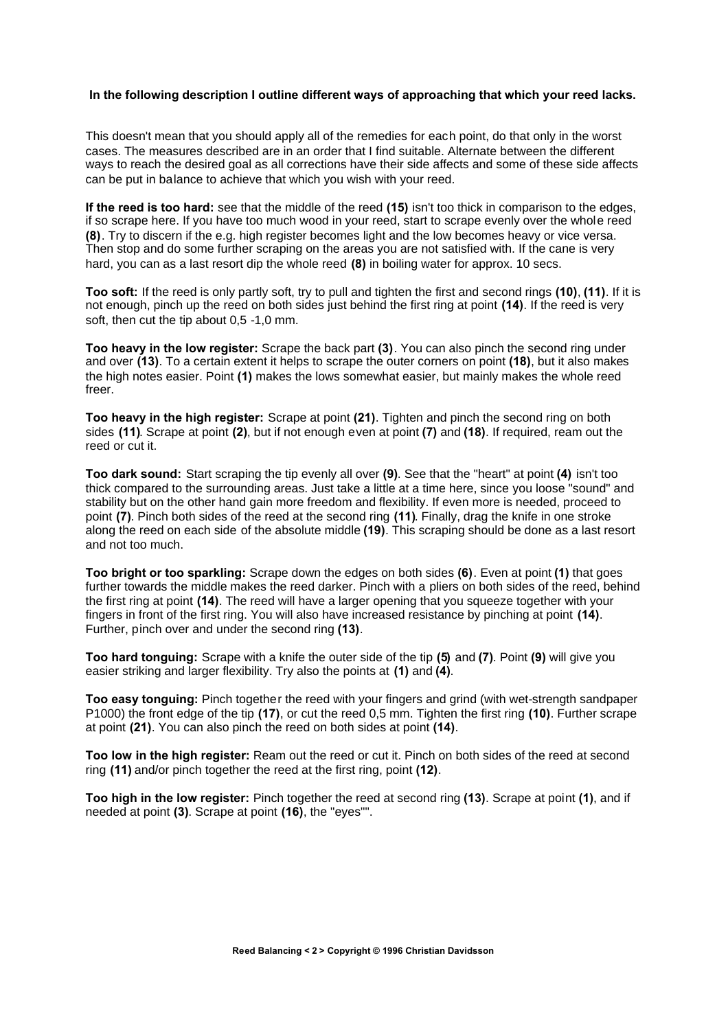**In the following description I outline different ways of approaching that which your reed lacks.**

This doesn't mean that you should apply all of the remedies for each point, do that only in the worst cases. The measures described are in an order that I find suitable. Alternate between the different ways to reach the desired goal as all corrections have their side affects and some of these side affects can be put in balance to achieve that which you wish with your reed.

**If the reed is too hard:** see that the middle of the reed **(15)** isn't too thick in comparison to the edges, if so scrape here. If you have too much wood in your reed, start to scrape evenly over the whole reed **(8)**. Try to discern if the e.g. high register becomes light and the low becomes heavy or vice versa. Then stop and do some further scraping on the areas you are not satisfied with. If the cane is very hard, you can as a last resort dip the whole reed **(8)** in boiling water for approx. 10 secs.

**Too soft:** If the reed is only partly soft, try to pull and tighten the first and second rings **(10)**, **(11)**. If it is not enough, pinch up the reed on both sides just behind the first ring at point **(14)**. If the reed is very soft, then cut the tip about 0,5 -1,0 mm.

**Too heavy in the low register:** Scrape the back part **(3)**. You can also pinch the second ring under and over **(13)**. To a certain extent it helps to scrape the outer corners on point **(18)**, but it also makes the high notes easier. Point **(1)** makes the lows somewhat easier, but mainly makes the whole reed freer.

**Too heavy in the high register:** Scrape at point **(21)**. Tighten and pinch the second ring on both sides **(11)**. Scrape at point **(2)**, but if not enough even at point **(7)** and **(18)**. If required, ream out the reed or cut it.

**Too dark sound:** Start scraping the tip evenly all over **(9)**. See that the "heart" at point **(4)** isn't too thick compared to the surrounding areas. Just take a little at a time here, since you loose "sound" and stability but on the other hand gain more freedom and flexibility. If even more is needed, proceed to point **(7)**. Pinch both sides of the reed at the second ring **(11)**. Finally, drag the knife in one stroke along the reed on each side of the absolute middle **(19)**. This scraping should be done as a last resort and not too much.

**Too bright or too sparkling:** Scrape down the edges on both sides **(6)**. Even at point **(1)** that goes further towards the middle makes the reed darker. Pinch with a pliers on both sides of the reed, behind the first ring at point **(14)**. The reed will have a larger opening that you squeeze together with your fingers in front of the first ring. You will also have increased resistance by pinching at point **(14)**. Further, pinch over and under the second ring **(13)**.

**Too hard tonguing:** Scrape with a knife the outer side of the tip **(5)** and **(7)**. Point **(9)** will give you easier striking and larger flexibility. Try also the points at **(1)** and **(4)**.

**Too easy tonguing:** Pinch together the reed with your fingers and grind (with wet-strength sandpaper P1000) the front edge of the tip **(17)**, or cut the reed 0,5 mm. Tighten the first ring **(10)**. Further scrape at point **(21)**. You can also pinch the reed on both sides at point **(14)**.

**Too low in the high register:** Ream out the reed or cut it. Pinch on both sides of the reed at second ring **(11)** and/or pinch together the reed at the first ring, point **(12)**.

**Too high in the low register:** Pinch together the reed at second ring **(13)**. Scrape at point **(1)**, and if needed at point **(3)**. Scrape at point **(16)**, the "eyes"".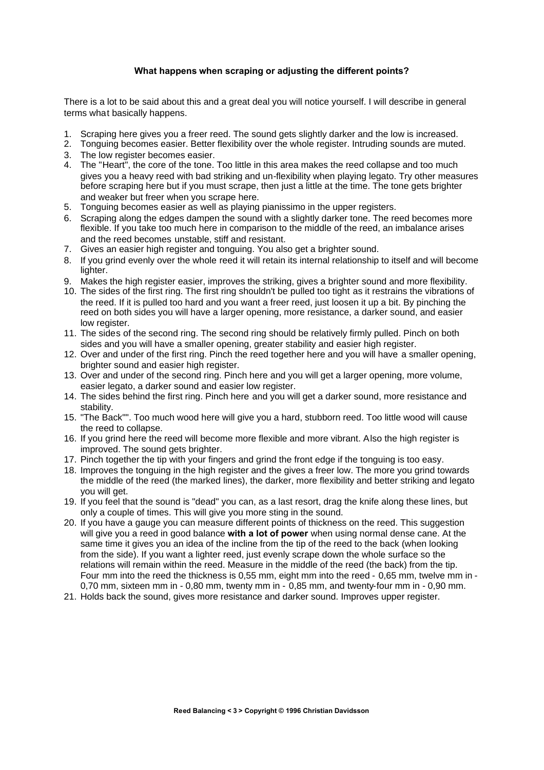### What happens when scraping or adjusting the different points?

There is a lot to be said about this and a great deal you will notice yourself. I will describe in general terms what basically happens.

1. Scraping here gives you a freer reed. The sound gets slightly darker and the low is increased.
2. Tonguing becomes easier. Better flexibility over the whole register. Intruding sounds are muted.
3. The low register becomes easier.
4. The "Heart", the core of the tone. Too little in this area makes the reed collapse and too much gives you a heavy reed with bad striking and un-flexibility when playing legato. Try other measures before scraping here but if you must scrape, then just a little at the time. The tone gets brighter and weaker but freer when you scrape here.
5. Tonguing becomes easier as well as playing pianissimo in the upper registers.
6. Scraping along the edges dampen the sound with a slightly darker tone. The reed becomes more flexible. If you take too much here in comparison to the middle of the reed, an imbalance arises and the reed becomes unstable, stiff and resistant.
7. Gives an easier high register and tonguing. You also get a brighter sound.
8. If you grind evenly over the whole reed it will retain its internal relationship to itself and will become lighter.
9. Makes the high register easier, improves the striking, gives a brighter sound and more flexibility.
10. The sides of the first ring. The first ring shouldn't be pulled too tight as it restrains the vibrations of the reed. If it is pulled too hard and you want a freer reed, just loosen it up a bit. By pinching the reed on both sides you will have a larger opening, more resistance, a darker sound, and easier low register.
11. The sides of the second ring. The second ring should be relatively firmly pulled. Pinch on both sides and you will have a smaller opening, greater stability and easier high register.
12. Over and under of the first ring. Pinch the reed together here and you will have a smaller opening, brighter sound and easier high register.
13. Over and under of the second ring. Pinch here and you will get a larger opening, more volume, easier legato, a darker sound and easier low register.
14. The sides behind the first ring. Pinch here and you will get a darker sound, more resistance and stability.
15. "The Back"". Too much wood here will give you a hard, stubborn reed. Too little wood will cause the reed to collapse.
16. If you grind here the reed will become more flexible and more vibrant. Also the high register is improved. The sound gets brighter.
17. Pinch together the tip with your fingers and grind the front edge if the tonguing is too easy.
18. Improves the tonguing in the high register and the gives a freer low. The more you grind towards the middle of the reed (the marked lines), the darker, more flexibility and better striking and legato you will get.
19. If you feel that the sound is "dead" you can, as a last resort, drag the knife along these lines, but only a couple of times. This will give you more sting in the sound.
20. If you have a gauge you can measure different points of thickness on the reed. This suggestion will give you a reed in good balance **with a lot of power** when using normal dense cane. At the same time it gives you an idea of the incline from the tip of the reed to the back (when looking from the side). If you want a lighter reed, just evenly scrape down the whole surface so the relations will remain within the reed. Measure in the middle of the reed (the back) from the tip. Four mm into the reed the thickness is 0,55 mm, eight mm into the reed - 0,65 mm, twelve mm in - 0,70 mm, sixteen mm in - 0,80 mm, twenty mm in - 0,85 mm, and twenty-four mm in - 0,90 mm.
21. Holds back the sound, gives more resistance and darker sound. Improves upper register.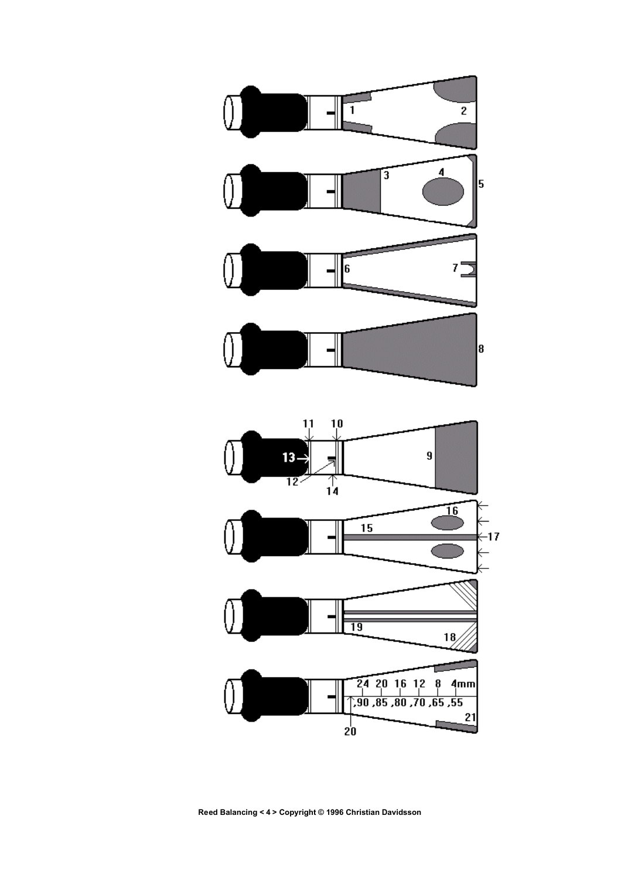1 2

3 4 5

6 7

8

11 10

13 9

12 14

16

15 17

19 18

24 20 16 12 8 4mm

,90 ,85 ,80 ,70 ,65 ,55

21

20